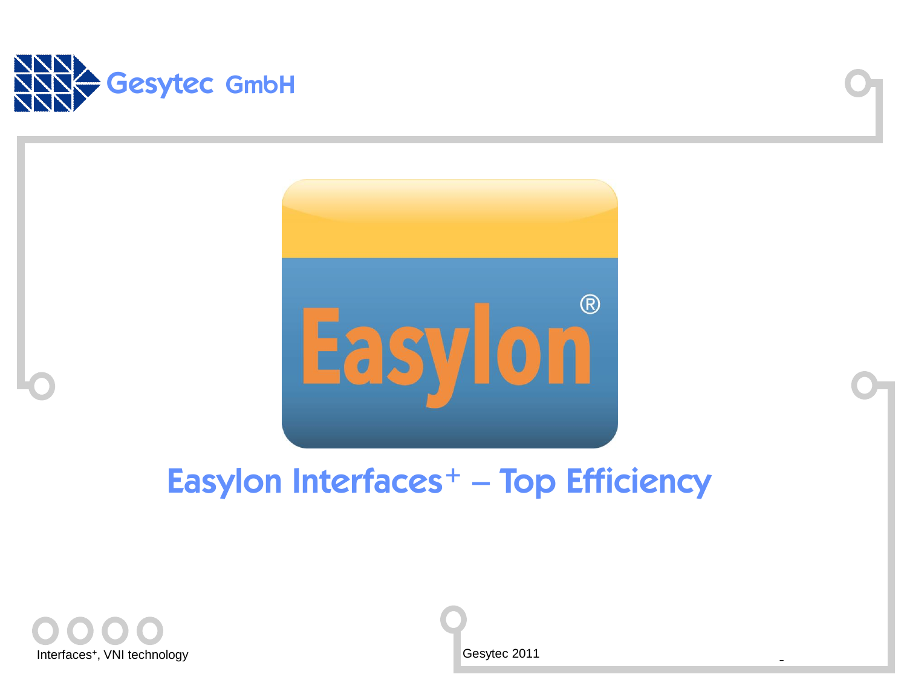Gesytec GmbH

Easylon®

# Easylon Interfaces⁺ – Top Efficiency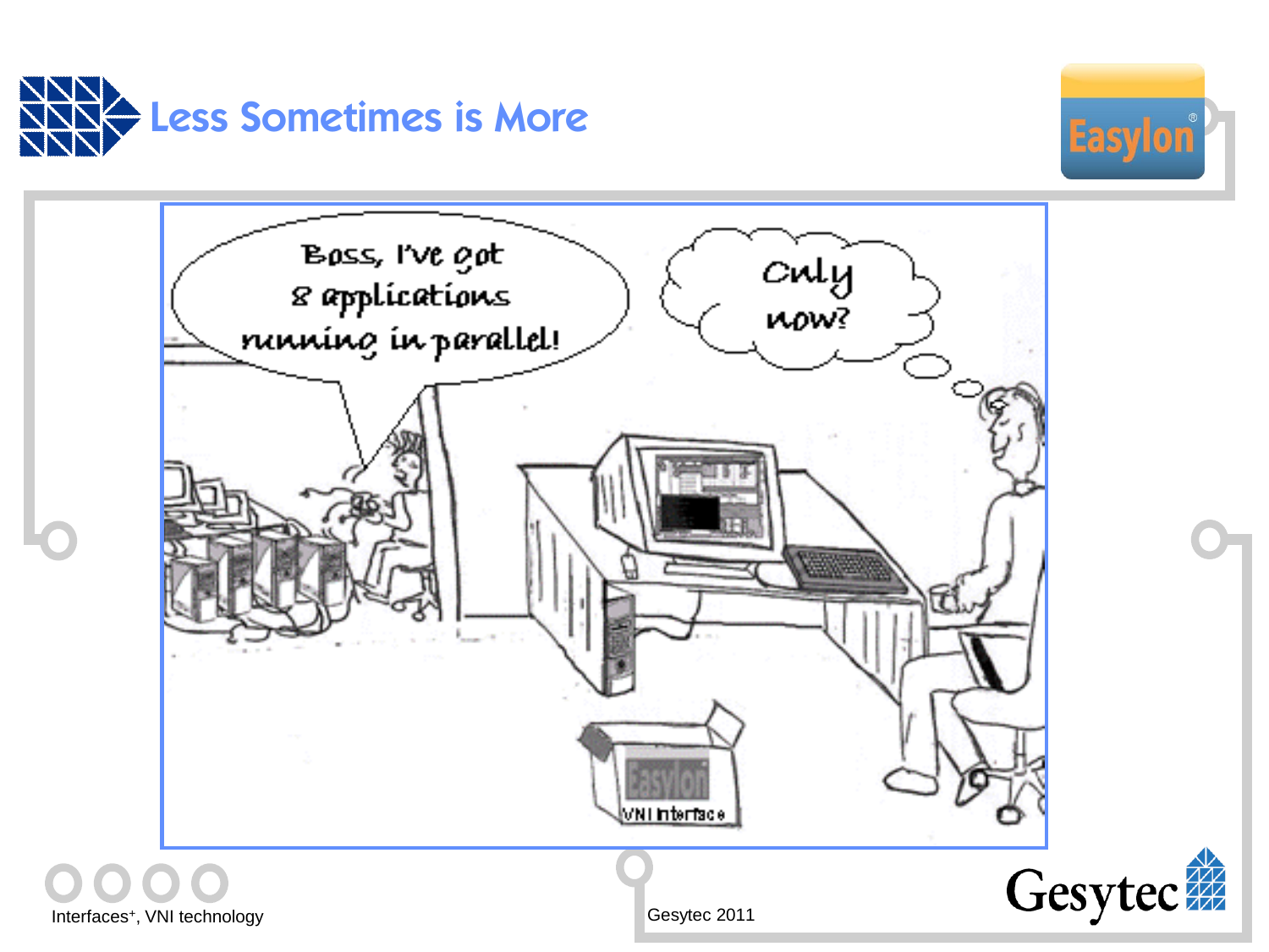# Less Sometimes is More

Boss, I've got 8 applications running in parallel!

Only now?

Easylon VNI Interface

Interfaces⁺, VNI technology

Gesytec 2011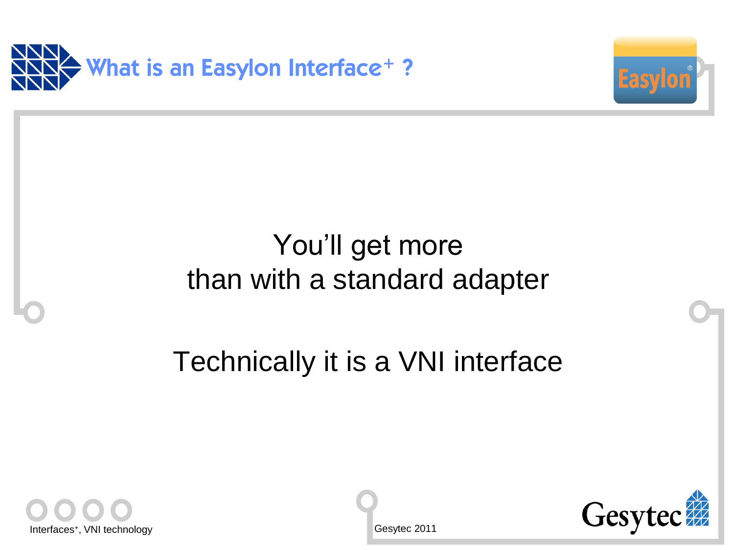# What is an Easylon Interface$^{+}$ ?

You'll get more than with a standard adapter

Technically it is a VNI interface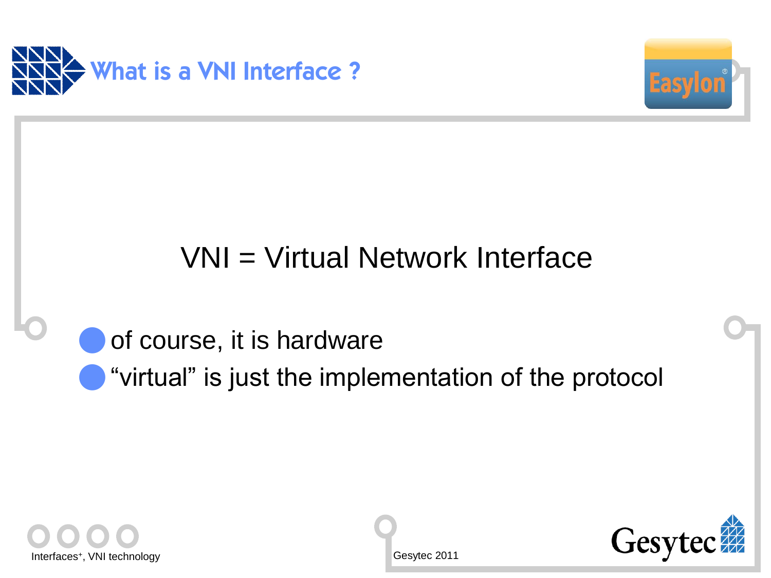# What is a VNI Interface ?

VNI = Virtual Network Interface

- of course, it is hardware
- “virtual” is just the implementation of the protocol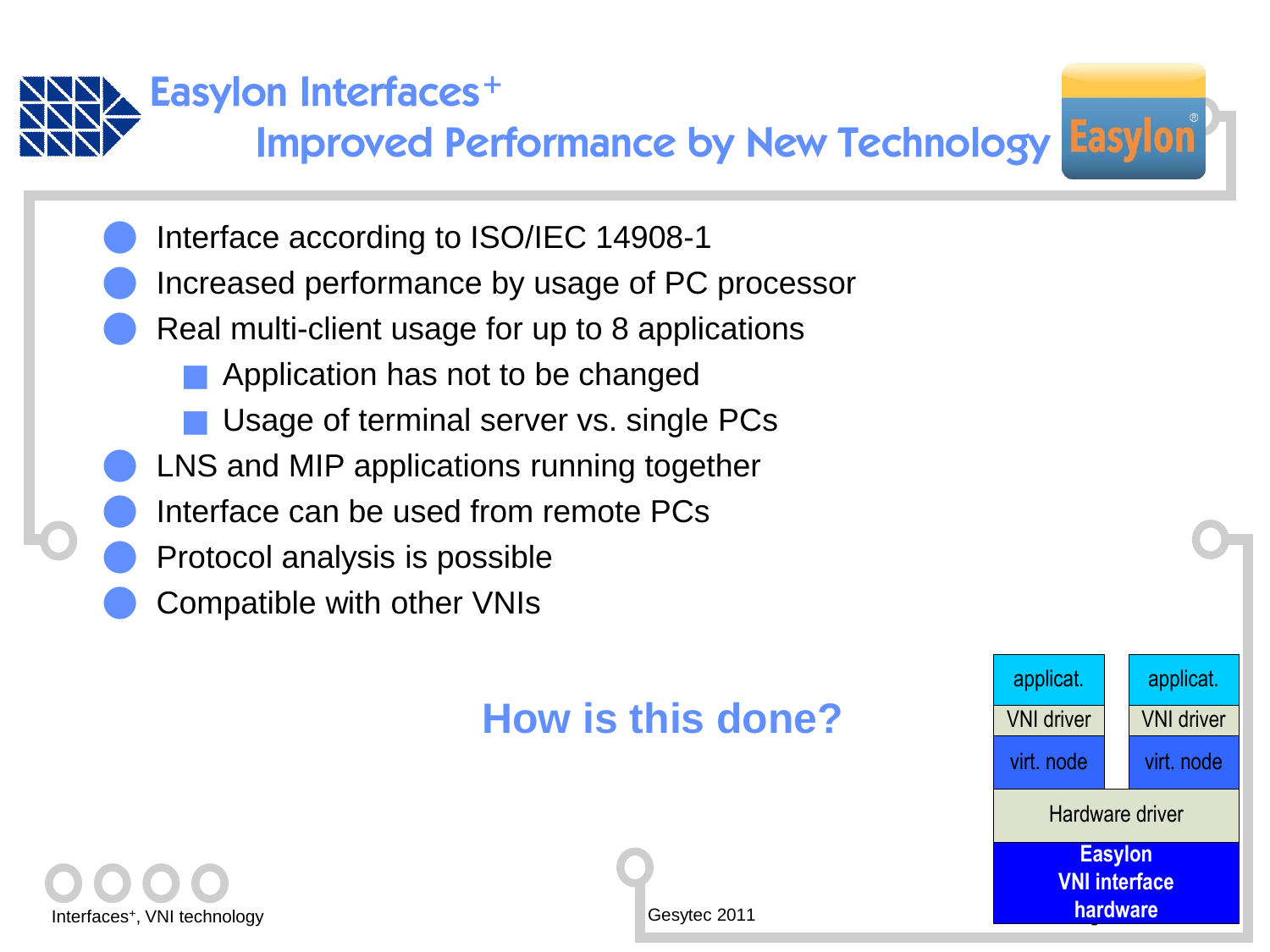# Easylon Interfaces+

## Improved Performance by New Technology

- Interface according to ISO/IEC 14908-1
- Increased performance by usage of PC processor
- Real multi-client usage for up to 8 applications
  - Application has not to be changed
  - Usage of terminal server vs. single PCs
- LNS and MIP applications running together
- Interface can be used from remote PCs
- Protocol analysis is possible
- Compatible with other VNIs

**How is this done?**

| applicat. | applicat. |
|---|---|
| VNI driver | VNI driver |
| virt. node | virt. node |
| Hardware driver | |
| Easylon VNI interface hardware | |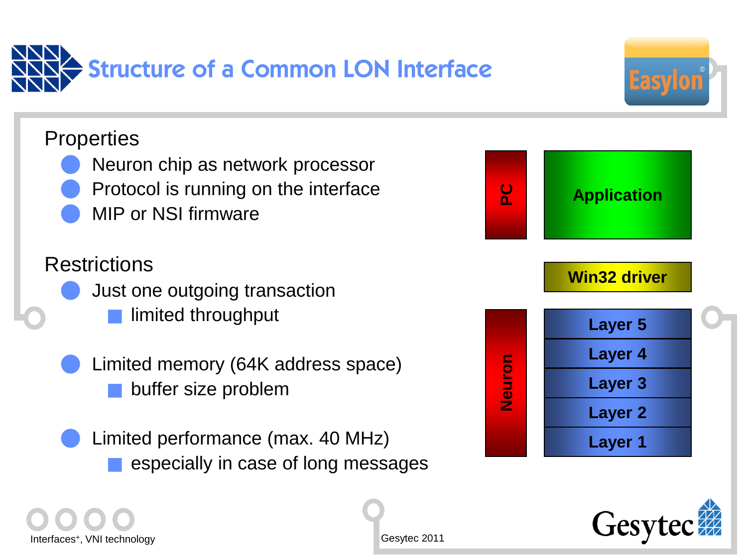# Structure of a Common LON Interface

## Properties

- Neuron chip as network processor
- Protocol is running on the interface
- MIP or NSI firmware

## Restrictions

- Just one outgoing transaction
  - limited throughput
- Limited memory (64K address space)
  - buffer size problem
- Limited performance (max. 40 MHz)
  - especially in case of long messages

| | |
|---|---|
| PC | Application |
| | Win32 driver |
| Neuron | Layer 5 |
| | Layer 4 |
| | Layer 3 |
| | Layer 2 |
| | Layer 1 |

Interfaces⁺, VNI technology

Gesytec 2011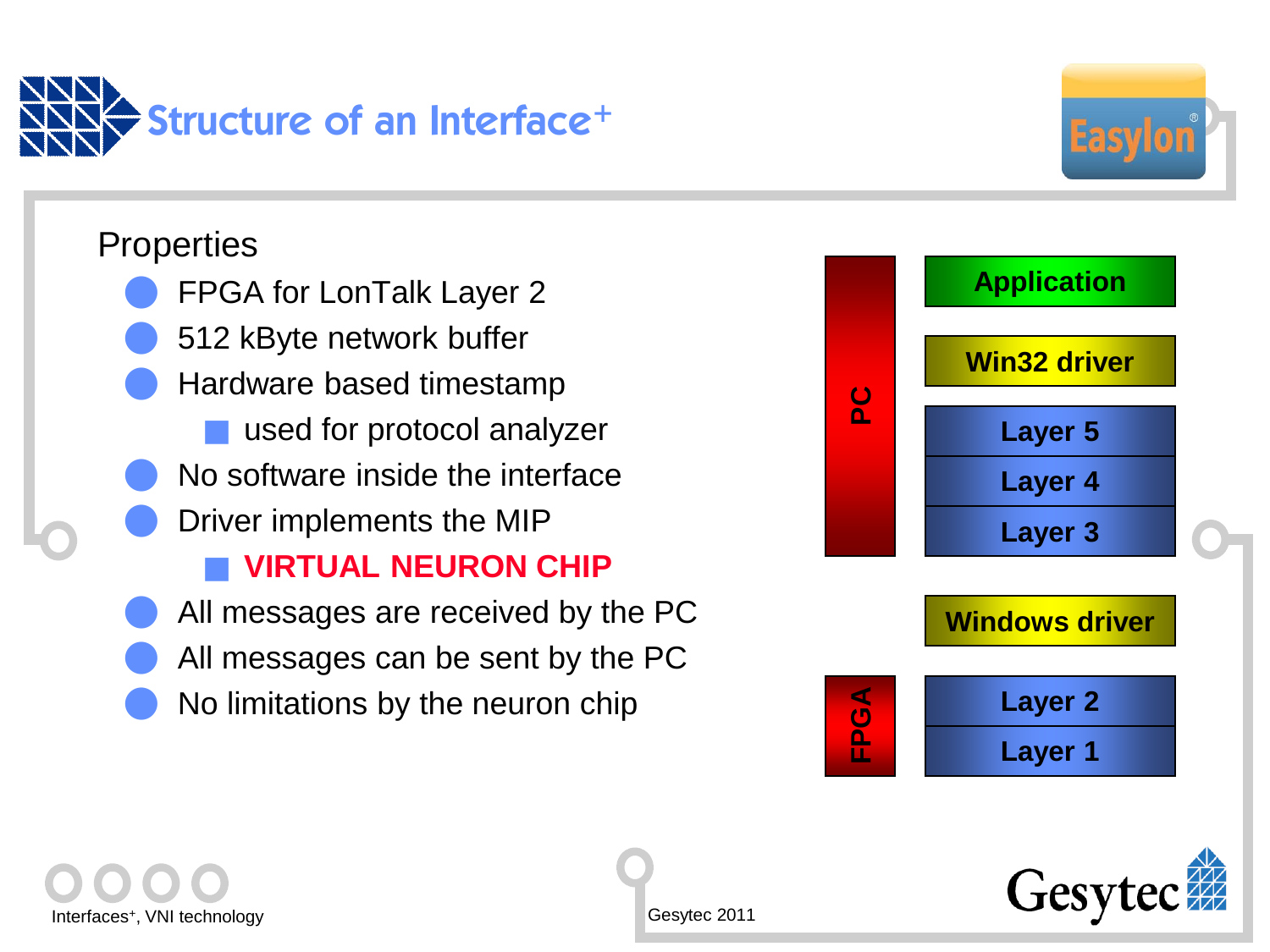# Structure of an Interface+

## Properties

- FPGA for LonTalk Layer 2
- 512 kByte network buffer
- Hardware based timestamp
  - used for protocol analyzer
- No software inside the interface
- Driver implements the MIP
  - **VIRTUAL NEURON CHIP**
- All messages are received by the PC
- All messages can be sent by the PC
- No limitations by the neuron chip

| | |
|---|---|
| PC | Application |
| | Win32 driver |
| | Layer 5 |
| | Layer 4 |
| | Layer 3 |
| | Windows driver |
| FPGA | Layer 2 |
| | Layer 1 |

Interfaces+, VNI technology

Gesytec 2011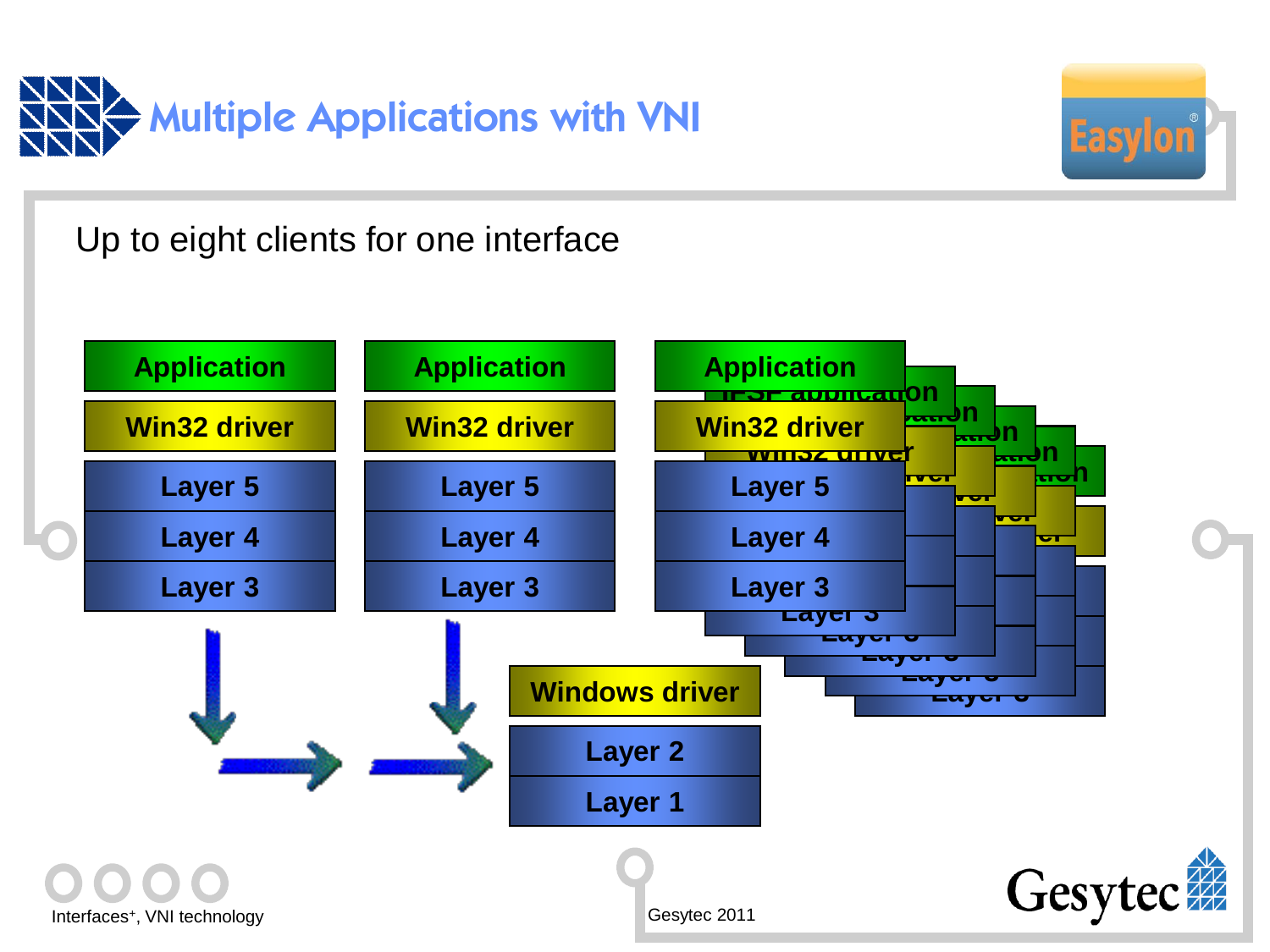# Multiple Applications with VNI

Up to eight clients for one interface

| Application | Application | Application |
|---|---|---|
| Win32 driver | Win32 driver | Win32 driver |
| Layer 5 | Layer 5 | Layer 5 |
| Layer 4 | Layer 4 | Layer 4 |
| Layer 3 | Layer 3 | Layer 3 |

| Windows driver |
|---|
| Layer 2 |
| Layer 1 |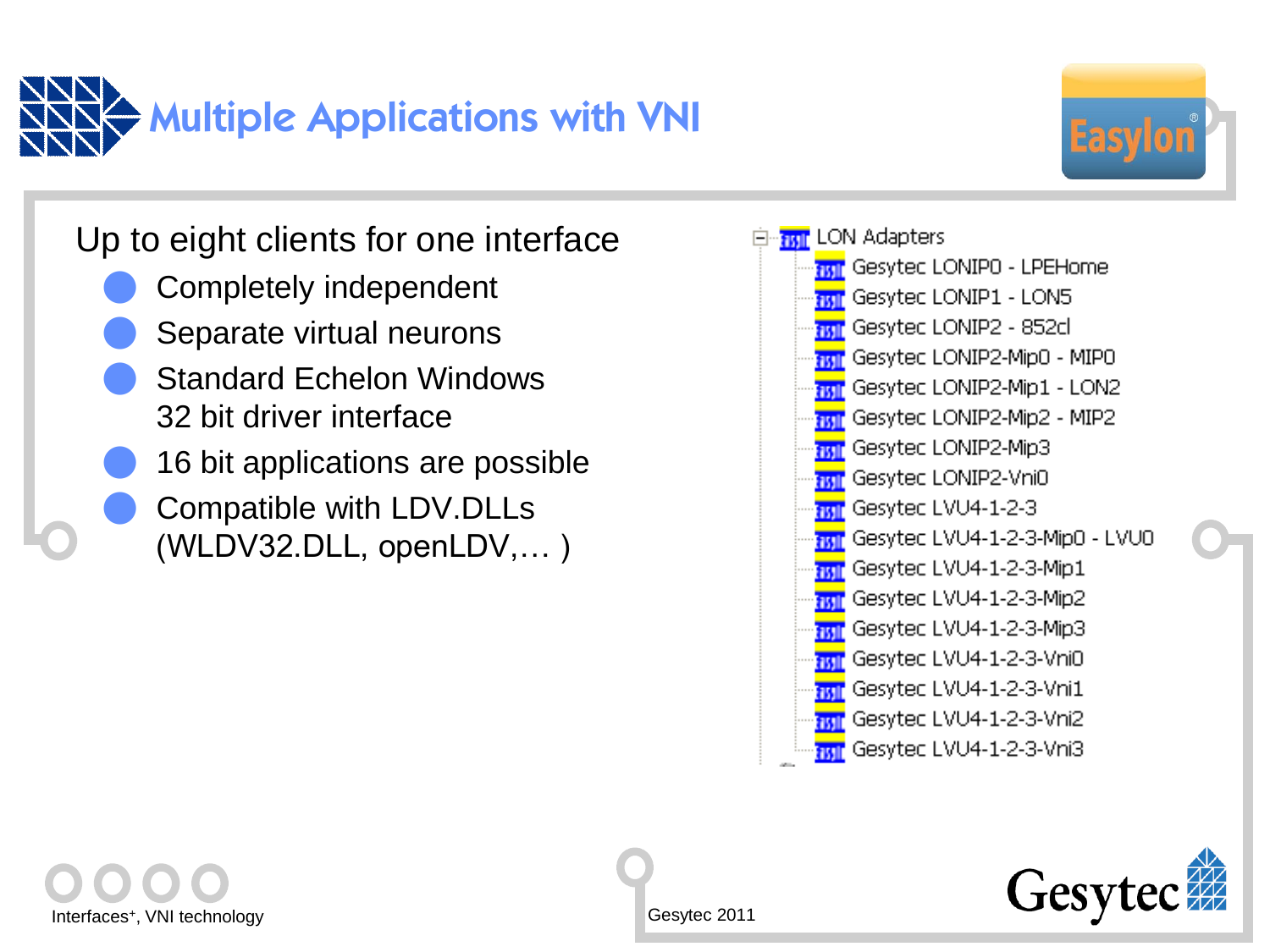# Multiple Applications with VNI

Up to eight clients for one interface

- Completely independent
- Separate virtual neurons
- Standard Echelon Windows 32 bit driver interface
- 16 bit applications are possible
- Compatible with LDV.DLLs (WLDV32.DLL, openLDV,… )

- LON Adapters
  - Gesytec LONIP0 - LPEHome
  - Gesytec LONIP1 - LON5
  - Gesytec LONIP2 - 852cl
  - Gesytec LONIP2-Mip0 - MIP0
  - Gesytec LONIP2-Mip1 - LON2
  - Gesytec LONIP2-Mip2 - MIP2
  - Gesytec LONIP2-Mip3
  - Gesytec LONIP2-Vni0
  - Gesytec LVU4-1-2-3
  - Gesytec LVU4-1-2-3-Mip0 - LVU0
  - Gesytec LVU4-1-2-3-Mip1
  - Gesytec LVU4-1-2-3-Mip2
  - Gesytec LVU4-1-2-3-Mip3
  - Gesytec LVU4-1-2-3-Vni0
  - Gesytec LVU4-1-2-3-Vni1
  - Gesytec LVU4-1-2-3-Vni2
  - Gesytec LVU4-1-2-3-Vni3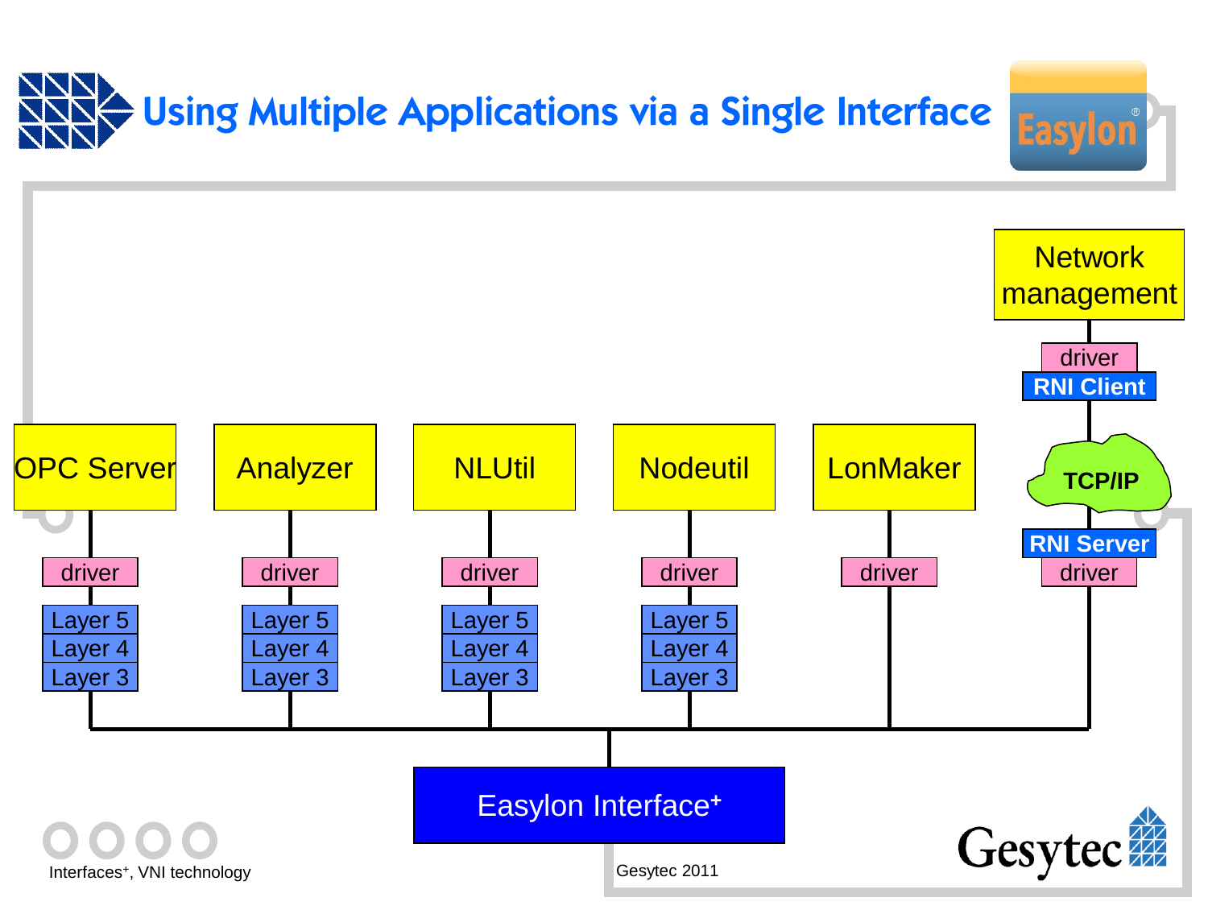# Using Multiple Applications via a Single Interface

Network management

driver

RNI Client

TCP/IP

RNI Server

driver

| OPC Server | Analyzer | NLUtil | Nodeutil | LonMaker |
|---|---|---|---|---|
| driver | driver | driver | driver | driver |
| Layer 5 | Layer 5 | Layer 5 | Layer 5 | |
| Layer 4 | Layer 4 | Layer 4 | Layer 4 | |
| Layer 3 | Layer 3 | Layer 3 | Layer 3 | |

Easylon Interface⁺

Interfaces⁺, VNI technology

Gesytec 2011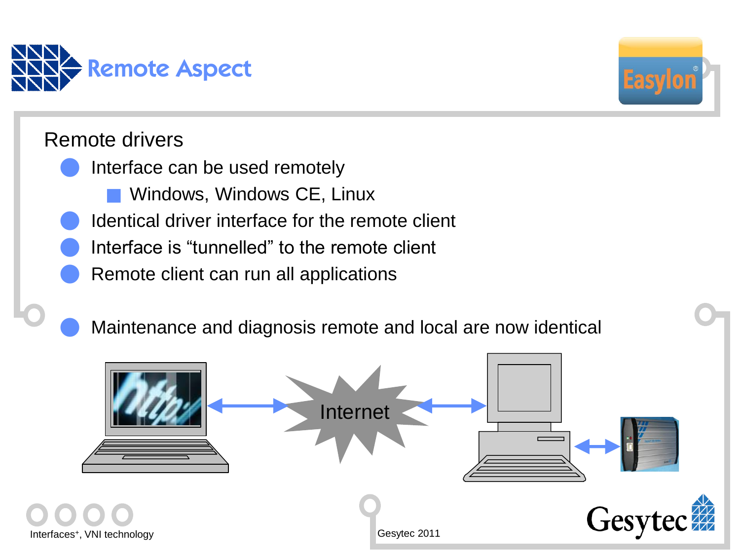# Remote Aspect

## Remote drivers

- Interface can be used remotely
  - Windows, Windows CE, Linux
- Identical driver interface for the remote client
- Interface is “tunnelled” to the remote client
- Remote client can run all applications

- Maintenance and diagnosis remote and local are now identical

Internet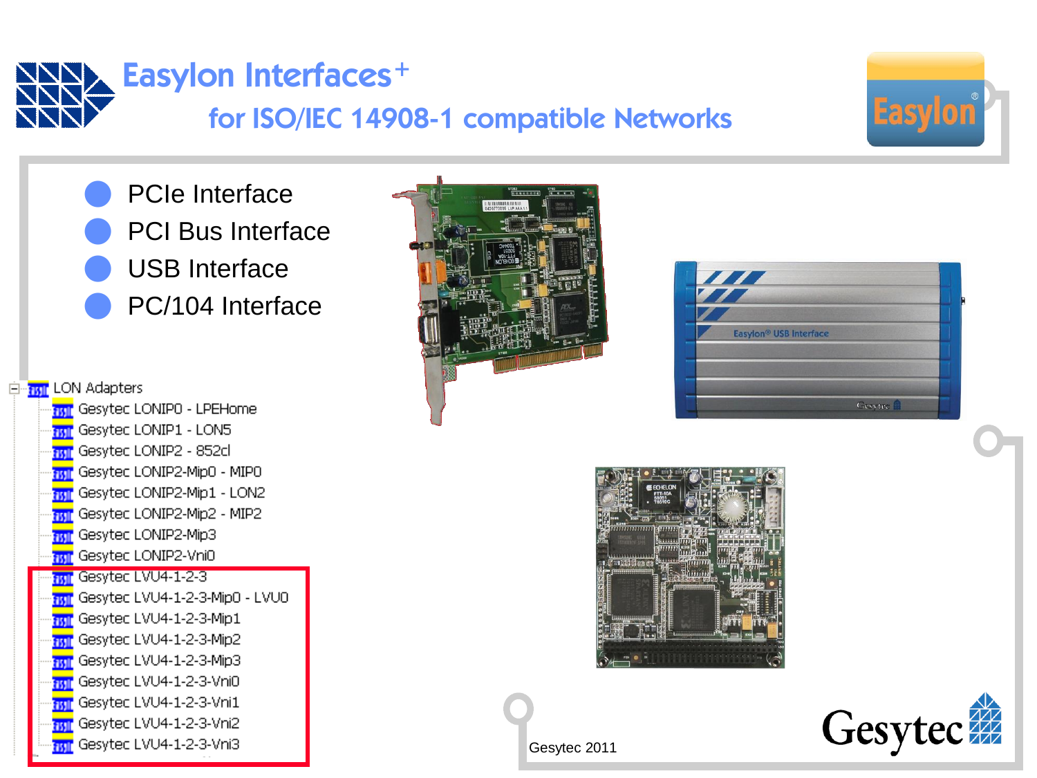# Easylon Interfaces+

## for ISO/IEC 14908-1 compatible Networks

- PCIe Interface
- PCI Bus Interface
- USB Interface
- PC/104 Interface

- LON Adapters
  - Gesytec LONIP0 - LPEHome
  - Gesytec LONIP1 - LON5
  - Gesytec LONIP2 - 852cl
  - Gesytec LONIP2-Mip0 - MIP0
  - Gesytec LONIP2-Mip1 - LON2
  - Gesytec LONIP2-Mip2 - MIP2
  - Gesytec LONIP2-Mip3
  - Gesytec LONIP2-Vni0
  - Gesytec LVU4-1-2-3
  - Gesytec LVU4-1-2-3-Mip0 - LVU0
  - Gesytec LVU4-1-2-3-Mip1
  - Gesytec LVU4-1-2-3-Mip2
  - Gesytec LVU4-1-2-3-Mip3
  - Gesytec LVU4-1-2-3-Vni0
  - Gesytec LVU4-1-2-3-Vni1
  - Gesytec LVU4-1-2-3-Vni2
  - Gesytec LVU4-1-2-3-Vni3

Gesytec 2011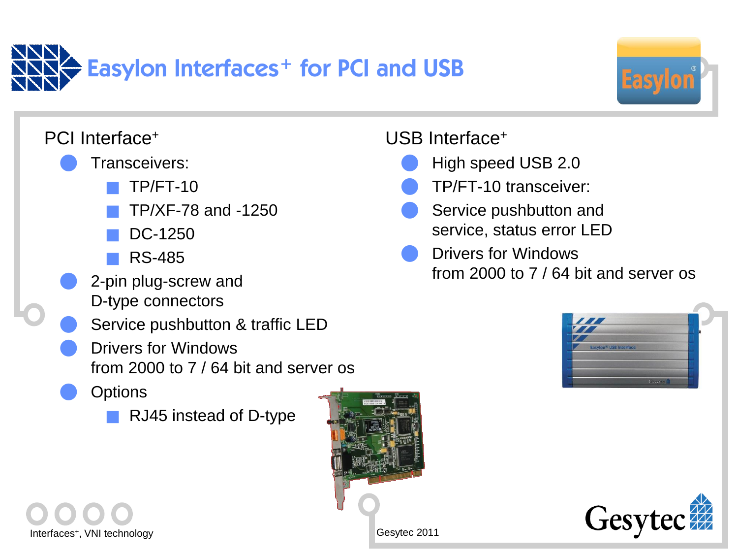# Easylon Interfaces+ for PCI and USB

## PCI Interface+

- Transceivers:
  - TP/FT-10
  - TP/XF-78 and -1250
  - DC-1250
  - RS-485
- 2-pin plug-screw and D-type connectors
- Service pushbutton & traffic LED
- Drivers for Windows from 2000 to 7 / 64 bit and server os
- Options
  - RJ45 instead of D-type

## USB Interface+

- High speed USB 2.0
- TP/FT-10 transceiver:
- Service pushbutton and service, status error LED
- Drivers for Windows from 2000 to 7 / 64 bit and server os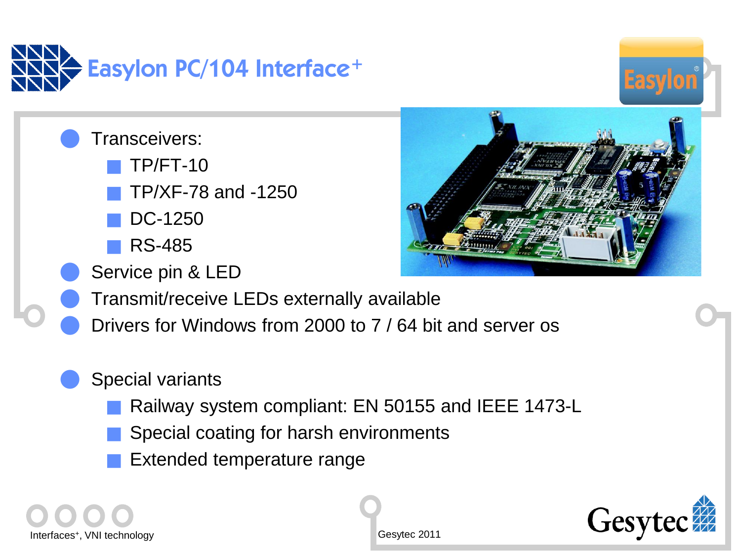# Easylon PC/104 Interface+

- Transceivers:
  - TP/FT-10
  - TP/XF-78 and -1250
  - DC-1250
  - RS-485
- Service pin & LED
- Transmit/receive LEDs externally available
- Drivers for Windows from 2000 to 7 / 64 bit and server os

- Special variants
  - Railway system compliant: EN 50155 and IEEE 1473-L
  - Special coating for harsh environments
  - Extended temperature range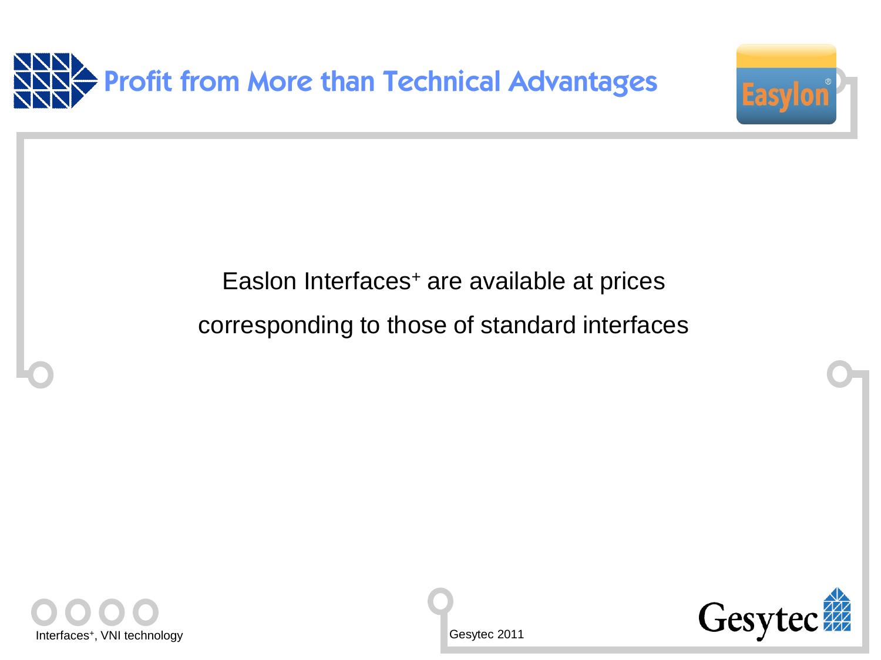# Profit from More than Technical Advantages

Easlon Interfaces+ are available at prices corresponding to those of standard interfaces